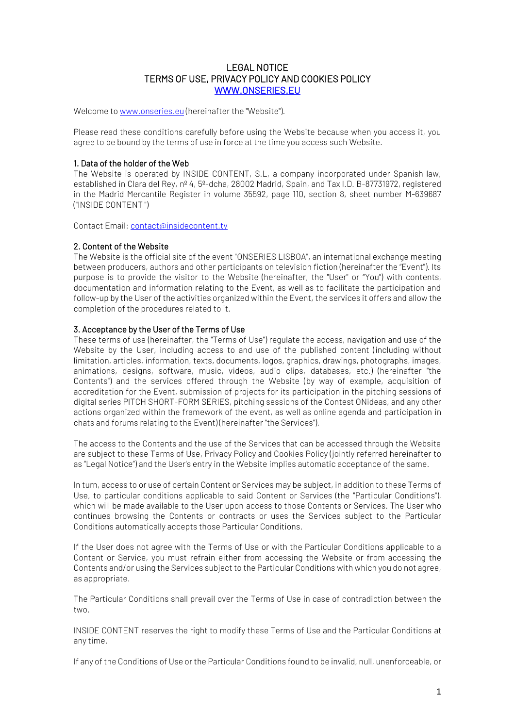# LEGAL NOTICE
# TERMS OF USE, PRIVACY POLICY AND COOKIES POLICY
# WWW.ONSERIES.EU

Welcome to www.onseries.eu (hereinafter the "Website").

Please read these conditions carefully before using the Website because when you access it, you agree to be bound by the terms of use in force at the time you access such Website.

## 1. Data of the holder of the Web

The Website is operated by INSIDE CONTENT, S.L, a company incorporated under Spanish law, established in Clara del Rey, nº 4, 5º-dcha, 28002 Madrid, Spain, and Tax I.D. B-87731972, registered in the Madrid Mercantile Register in volume 35592, page 110, section 8, sheet number M-639687 ("INSIDE CONTENT ")

Contact Email: contact@insidecontent.tv

## 2. Content of the Website

The Website is the official site of the event "ONSERIES LISBOA", an international exchange meeting between producers, authors and other participants on television fiction (hereinafter the "Event"). Its purpose is to provide the visitor to the Website (hereinafter, the "User" or "You") with contents, documentation and information relating to the Event, as well as to facilitate the participation and follow-up by the User of the activities organized within the Event, the services it offers and allow the completion of the procedures related to it.

## 3. Acceptance by the User of the Terms of Use

These terms of use (hereinafter, the "Terms of Use") regulate the access, navigation and use of the Website by the User, including access to and use of the published content (including without limitation, articles, information, texts, documents, logos, graphics, drawings, photographs, images, animations, designs, software, music, videos, audio clips, databases, etc.) (hereinafter "the Contents") and the services offered through the Website (by way of example, acquisition of accreditation for the Event, submission of projects for its participation in the pitching sessions of digital series PITCH SHORT-FORM SERIES, pitching sessions of the Contest ONideas, and any other actions organized within the framework of the event, as well as online agenda and participation in chats and forums relating to the Event)(hereinafter "the Services").

The access to the Contents and the use of the Services that can be accessed through the Website are subject to these Terms of Use, Privacy Policy and Cookies Policy (jointly referred hereinafter to as "Legal Notice") and the User's entry in the Website implies automatic acceptance of the same.

In turn, access to or use of certain Content or Services may be subject, in addition to these Terms of Use, to particular conditions applicable to said Content or Services (the "Particular Conditions"), which will be made available to the User upon access to those Contents or Services. The User who continues browsing the Contents or contracts or uses the Services subject to the Particular Conditions automatically accepts those Particular Conditions.

If the User does not agree with the Terms of Use or with the Particular Conditions applicable to a Content or Service, you must refrain either from accessing the Website or from accessing the Contents and/or using the Services subject to the Particular Conditions with which you do not agree, as appropriate.

The Particular Conditions shall prevail over the Terms of Use in case of contradiction between the two.

INSIDE CONTENT reserves the right to modify these Terms of Use and the Particular Conditions at any time.

If any of the Conditions of Use or the Particular Conditions found to be invalid, null, unenforceable, or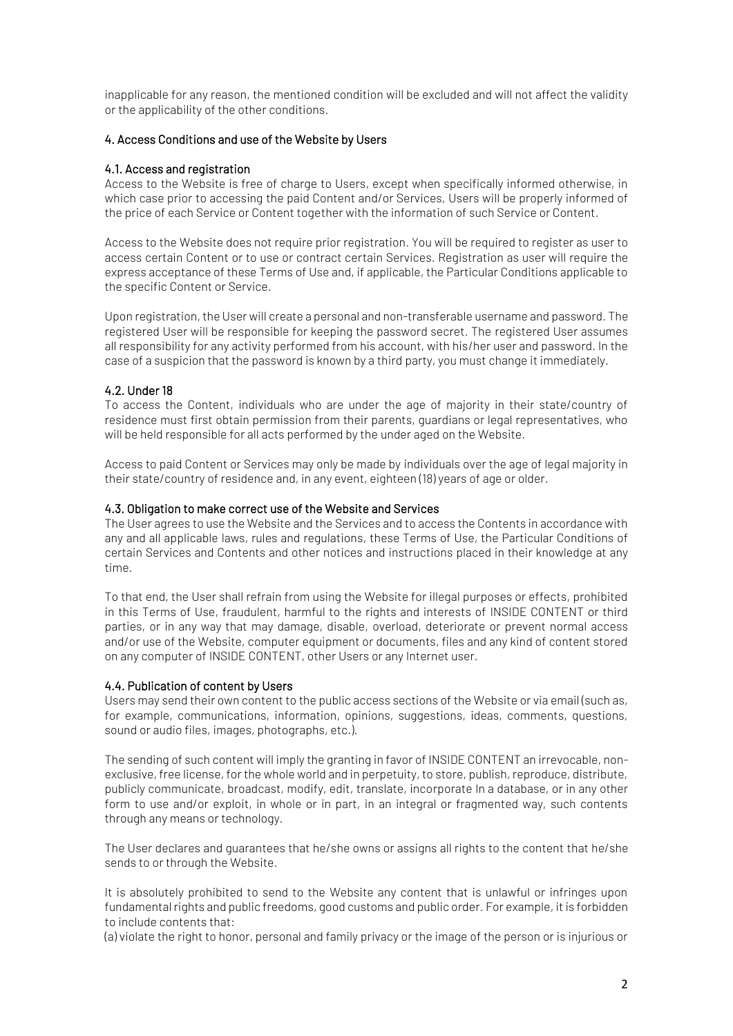inapplicable for any reason, the mentioned condition will be excluded and will not affect the validity or the applicability of the other conditions.

## 4. Access Conditions and use of the Website by Users

### 4.1. Access and registration

Access to the Website is free of charge to Users, except when specifically informed otherwise, in which case prior to accessing the paid Content and/or Services, Users will be properly informed of the price of each Service or Content together with the information of such Service or Content.

Access to the Website does not require prior registration. You will be required to register as user to access certain Content or to use or contract certain Services. Registration as user will require the express acceptance of these Terms of Use and, if applicable, the Particular Conditions applicable to the specific Content or Service.

Upon registration, the User will create a personal and non-transferable username and password. The registered User will be responsible for keeping the password secret. The registered User assumes all responsibility for any activity performed from his account, with his/her user and password. In the case of a suspicion that the password is known by a third party, you must change it immediately.

### 4.2. Under 18

To access the Content, individuals who are under the age of majority in their state/country of residence must first obtain permission from their parents, guardians or legal representatives, who will be held responsible for all acts performed by the under aged on the Website.

Access to paid Content or Services may only be made by individuals over the age of legal majority in their state/country of residence and, in any event, eighteen (18) years of age or older.

### 4.3. Obligation to make correct use of the Website and Services

The User agrees to use the Website and the Services and to access the Contents in accordance with any and all applicable laws, rules and regulations, these Terms of Use, the Particular Conditions of certain Services and Contents and other notices and instructions placed in their knowledge at any time.

To that end, the User shall refrain from using the Website for illegal purposes or effects, prohibited in this Terms of Use, fraudulent, harmful to the rights and interests of INSIDE CONTENT or third parties, or in any way that may damage, disable, overload, deteriorate or prevent normal access and/or use of the Website, computer equipment or documents, files and any kind of content stored on any computer of INSIDE CONTENT, other Users or any Internet user.

### 4.4. Publication of content by Users

Users may send their own content to the public access sections of the Website or via email (such as, for example, communications, information, opinions, suggestions, ideas, comments, questions, sound or audio files, images, photographs, etc.).

The sending of such content will imply the granting in favor of INSIDE CONTENT an irrevocable, non-exclusive, free license, for the whole world and in perpetuity, to store, publish, reproduce, distribute, publicly communicate, broadcast, modify, edit, translate, incorporate In a database, or in any other form to use and/or exploit, in whole or in part, in an integral or fragmented way, such contents through any means or technology.

The User declares and guarantees that he/she owns or assigns all rights to the content that he/she sends to or through the Website.

It is absolutely prohibited to send to the Website any content that is unlawful or infringes upon fundamental rights and public freedoms, good customs and public order. For example, it is forbidden to include contents that:

(a) violate the right to honor, personal and family privacy or the image of the person or is injurious or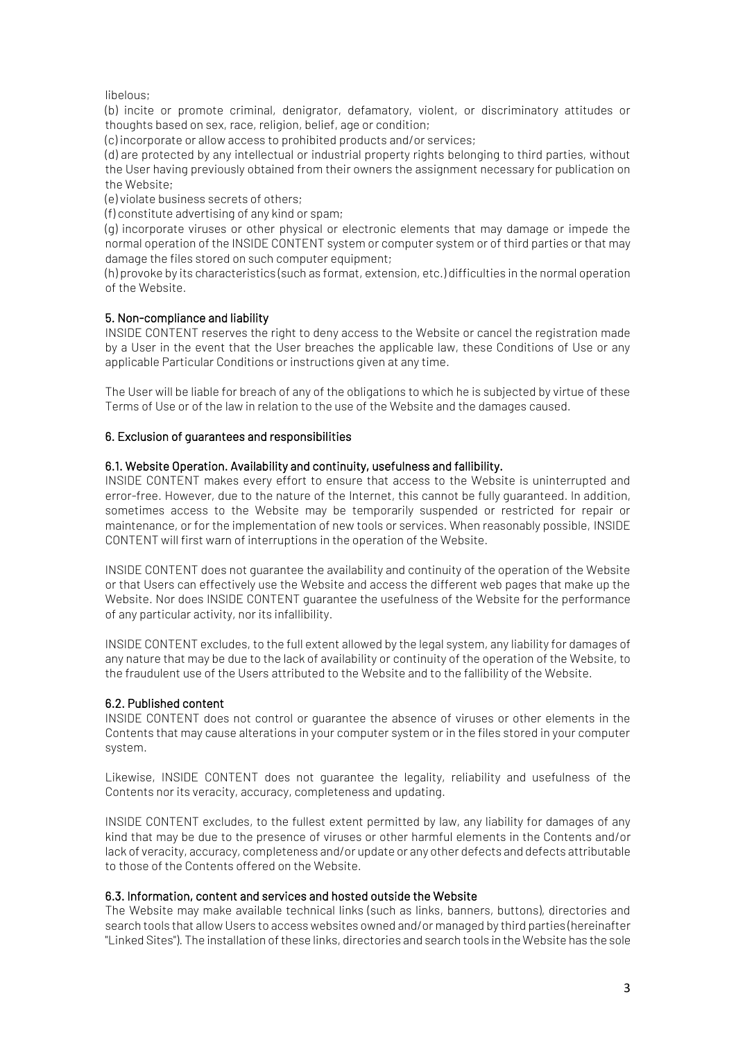libelous;

(b) incite or promote criminal, denigrator, defamatory, violent, or discriminatory attitudes or thoughts based on sex, race, religion, belief, age or condition;

(c) incorporate or allow access to prohibited products and/or services;

(d) are protected by any intellectual or industrial property rights belonging to third parties, without the User having previously obtained from their owners the assignment necessary for publication on the Website;

(e) violate business secrets of others;

(f) constitute advertising of any kind or spam;

(g) incorporate viruses or other physical or electronic elements that may damage or impede the normal operation of the INSIDE CONTENT system or computer system or of third parties or that may damage the files stored on such computer equipment;

(h) provoke by its characteristics (such as format, extension, etc.) difficulties in the normal operation of the Website.

## 5. Non-compliance and liability

INSIDE CONTENT reserves the right to deny access to the Website or cancel the registration made by a User in the event that the User breaches the applicable law, these Conditions of Use or any applicable Particular Conditions or instructions given at any time.

The User will be liable for breach of any of the obligations to which he is subjected by virtue of these Terms of Use or of the law in relation to the use of the Website and the damages caused.

## 6. Exclusion of guarantees and responsibilities

### 6.1. Website Operation. Availability and continuity, usefulness and fallibility.

INSIDE CONTENT makes every effort to ensure that access to the Website is uninterrupted and error-free. However, due to the nature of the Internet, this cannot be fully guaranteed. In addition, sometimes access to the Website may be temporarily suspended or restricted for repair or maintenance, or for the implementation of new tools or services. When reasonably possible, INSIDE CONTENT will first warn of interruptions in the operation of the Website.

INSIDE CONTENT does not guarantee the availability and continuity of the operation of the Website or that Users can effectively use the Website and access the different web pages that make up the Website. Nor does INSIDE CONTENT guarantee the usefulness of the Website for the performance of any particular activity, nor its infallibility.

INSIDE CONTENT excludes, to the full extent allowed by the legal system, any liability for damages of any nature that may be due to the lack of availability or continuity of the operation of the Website, to the fraudulent use of the Users attributed to the Website and to the fallibility of the Website.

### 6.2. Published content

INSIDE CONTENT does not control or guarantee the absence of viruses or other elements in the Contents that may cause alterations in your computer system or in the files stored in your computer system.

Likewise, INSIDE CONTENT does not guarantee the legality, reliability and usefulness of the Contents nor its veracity, accuracy, completeness and updating.

INSIDE CONTENT excludes, to the fullest extent permitted by law, any liability for damages of any kind that may be due to the presence of viruses or other harmful elements in the Contents and/or lack of veracity, accuracy, completeness and/or update or any other defects and defects attributable to those of the Contents offered on the Website.

### 6.3. Information, content and services and hosted outside the Website

The Website may make available technical links (such as links, banners, buttons), directories and search tools that allow Users to access websites owned and/or managed by third parties (hereinafter "Linked Sites"). The installation of these links, directories and search tools in the Website has the sole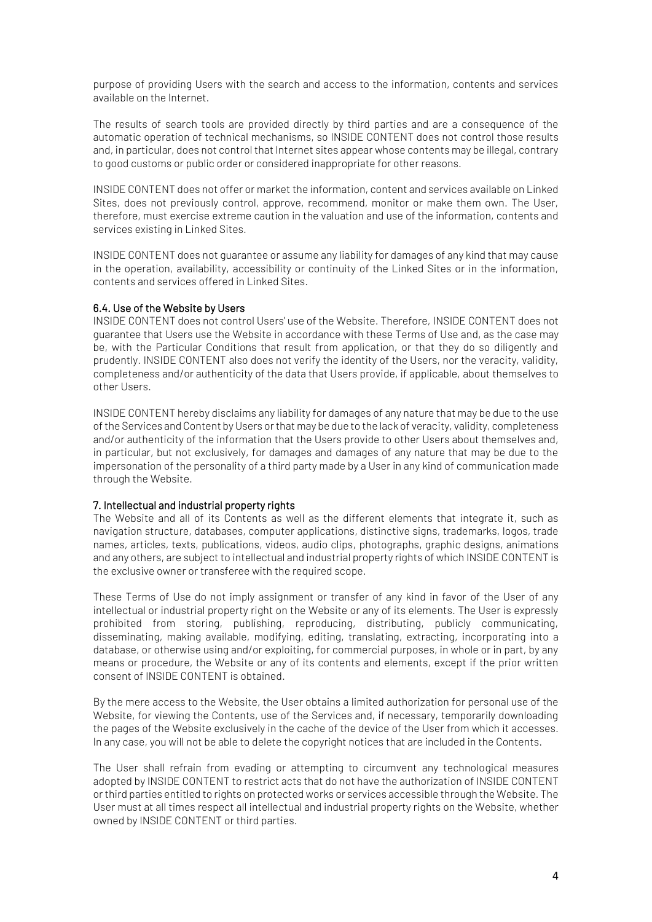purpose of providing Users with the search and access to the information, contents and services available on the Internet.

The results of search tools are provided directly by third parties and are a consequence of the automatic operation of technical mechanisms, so INSIDE CONTENT does not control those results and, in particular, does not control that Internet sites appear whose contents may be illegal, contrary to good customs or public order or considered inappropriate for other reasons.

INSIDE CONTENT does not offer or market the information, content and services available on Linked Sites, does not previously control, approve, recommend, monitor or make them own. The User, therefore, must exercise extreme caution in the valuation and use of the information, contents and services existing in Linked Sites.

INSIDE CONTENT does not guarantee or assume any liability for damages of any kind that may cause in the operation, availability, accessibility or continuity of the Linked Sites or in the information, contents and services offered in Linked Sites.

### 6.4. Use of the Website by Users

INSIDE CONTENT does not control Users' use of the Website. Therefore, INSIDE CONTENT does not guarantee that Users use the Website in accordance with these Terms of Use and, as the case may be, with the Particular Conditions that result from application, or that they do so diligently and prudently. INSIDE CONTENT also does not verify the identity of the Users, nor the veracity, validity, completeness and/or authenticity of the data that Users provide, if applicable, about themselves to other Users.

INSIDE CONTENT hereby disclaims any liability for damages of any nature that may be due to the use of the Services and Content by Users or that may be due to the lack of veracity, validity, completeness and/or authenticity of the information that the Users provide to other Users about themselves and, in particular, but not exclusively, for damages and damages of any nature that may be due to the impersonation of the personality of a third party made by a User in any kind of communication made through the Website.

## 7. Intellectual and industrial property rights

The Website and all of its Contents as well as the different elements that integrate it, such as navigation structure, databases, computer applications, distinctive signs, trademarks, logos, trade names, articles, texts, publications, videos, audio clips, photographs, graphic designs, animations and any others, are subject to intellectual and industrial property rights of which INSIDE CONTENT is the exclusive owner or transferee with the required scope.

These Terms of Use do not imply assignment or transfer of any kind in favor of the User of any intellectual or industrial property right on the Website or any of its elements. The User is expressly prohibited from storing, publishing, reproducing, distributing, publicly communicating, disseminating, making available, modifying, editing, translating, extracting, incorporating into a database, or otherwise using and/or exploiting, for commercial purposes, in whole or in part, by any means or procedure, the Website or any of its contents and elements, except if the prior written consent of INSIDE CONTENT is obtained.

By the mere access to the Website, the User obtains a limited authorization for personal use of the Website, for viewing the Contents, use of the Services and, if necessary, temporarily downloading the pages of the Website exclusively in the cache of the device of the User from which it accesses. In any case, you will not be able to delete the copyright notices that are included in the Contents.

The User shall refrain from evading or attempting to circumvent any technological measures adopted by INSIDE CONTENT to restrict acts that do not have the authorization of INSIDE CONTENT or third parties entitled to rights on protected works or services accessible through the Website. The User must at all times respect all intellectual and industrial property rights on the Website, whether owned by INSIDE CONTENT or third parties.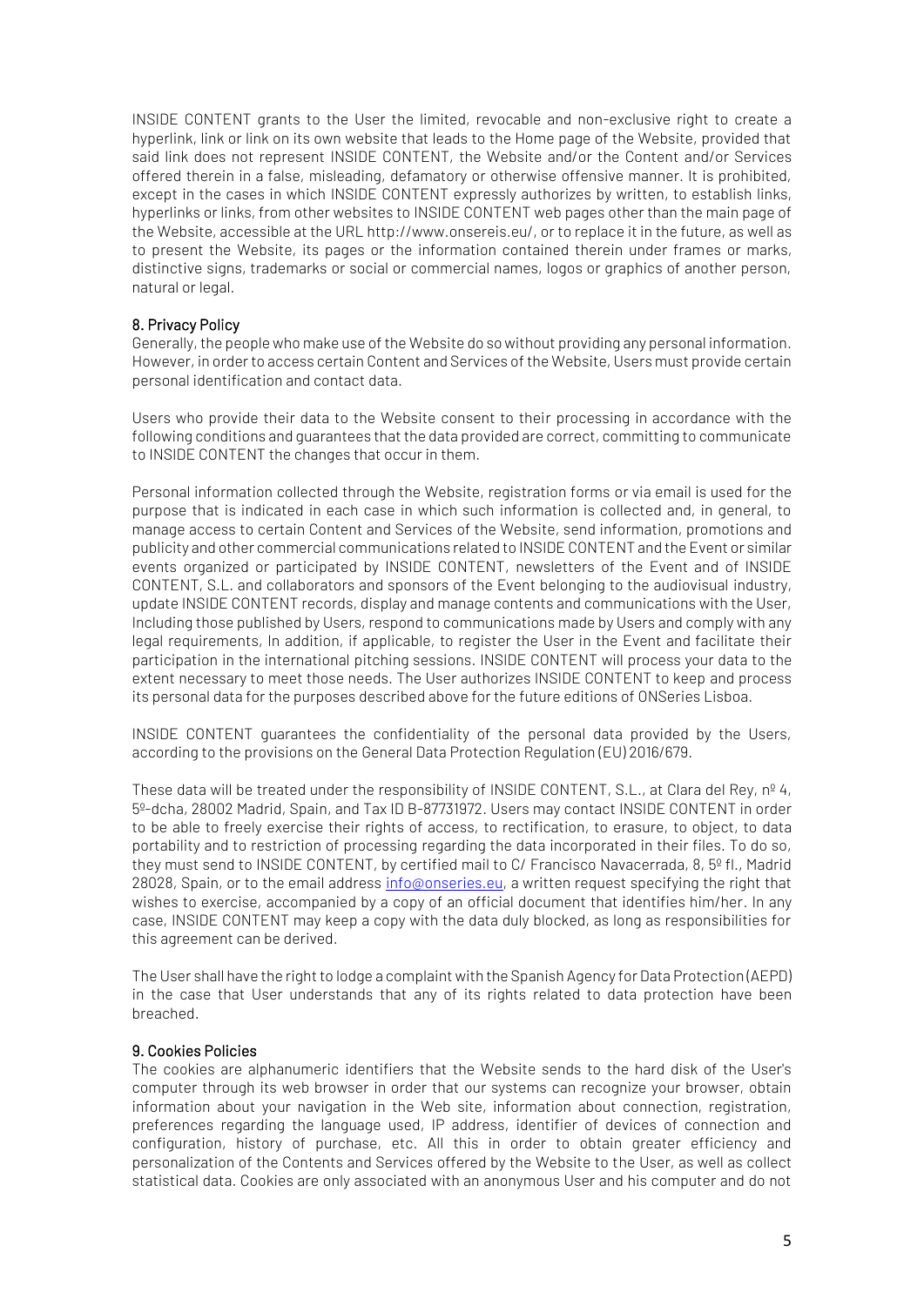INSIDE CONTENT grants to the User the limited, revocable and non-exclusive right to create a hyperlink, link or link on its own website that leads to the Home page of the Website, provided that said link does not represent INSIDE CONTENT, the Website and/or the Content and/or Services offered therein in a false, misleading, defamatory or otherwise offensive manner. It is prohibited, except in the cases in which INSIDE CONTENT expressly authorizes by written, to establish links, hyperlinks or links, from other websites to INSIDE CONTENT web pages other than the main page of the Website, accessible at the URL http://www.onsereis.eu/, or to replace it in the future, as well as to present the Website, its pages or the information contained therein under frames or marks, distinctive signs, trademarks or social or commercial names, logos or graphics of another person, natural or legal.

## 8. Privacy Policy

Generally, the people who make use of the Website do so without providing any personal information. However, in order to access certain Content and Services of the Website, Users must provide certain personal identification and contact data.

Users who provide their data to the Website consent to their processing in accordance with the following conditions and guarantees that the data provided are correct, committing to communicate to INSIDE CONTENT the changes that occur in them.

Personal information collected through the Website, registration forms or via email is used for the purpose that is indicated in each case in which such information is collected and, in general, to manage access to certain Content and Services of the Website, send information, promotions and publicity and other commercial communications related to INSIDE CONTENT and the Event or similar events organized or participated by INSIDE CONTENT, newsletters of the Event and of INSIDE CONTENT, S.L. and collaborators and sponsors of the Event belonging to the audiovisual industry, update INSIDE CONTENT records, display and manage contents and communications with the User, Including those published by Users, respond to communications made by Users and comply with any legal requirements, In addition, if applicable, to register the User in the Event and facilitate their participation in the international pitching sessions. INSIDE CONTENT will process your data to the extent necessary to meet those needs. The User authorizes INSIDE CONTENT to keep and process its personal data for the purposes described above for the future editions of ONSeries Lisboa.

INSIDE CONTENT guarantees the confidentiality of the personal data provided by the Users, according to the provisions on the General Data Protection Regulation (EU) 2016/679.

These data will be treated under the responsibility of INSIDE CONTENT, S.L., at Clara del Rey, nº 4, 5º-dcha, 28002 Madrid, Spain, and Tax ID B-87731972. Users may contact INSIDE CONTENT in order to be able to freely exercise their rights of access, to rectification, to erasure, to object, to data portability and to restriction of processing regarding the data incorporated in their files. To do so, they must send to INSIDE CONTENT, by certified mail to C/ Francisco Navacerrada, 8, 5º fl., Madrid 28028, Spain, or to the email address info@onseries.eu, a written request specifying the right that wishes to exercise, accompanied by a copy of an official document that identifies him/her. In any case, INSIDE CONTENT may keep a copy with the data duly blocked, as long as responsibilities for this agreement can be derived.

The User shall have the right to lodge a complaint with the Spanish Agency for Data Protection (AEPD) in the case that User understands that any of its rights related to data protection have been breached.

## 9. Cookies Policies

The cookies are alphanumeric identifiers that the Website sends to the hard disk of the User's computer through its web browser in order that our systems can recognize your browser, obtain information about your navigation in the Web site, information about connection, registration, preferences regarding the language used, IP address, identifier of devices of connection and configuration, history of purchase, etc. All this in order to obtain greater efficiency and personalization of the Contents and Services offered by the Website to the User, as well as collect statistical data. Cookies are only associated with an anonymous User and his computer and do not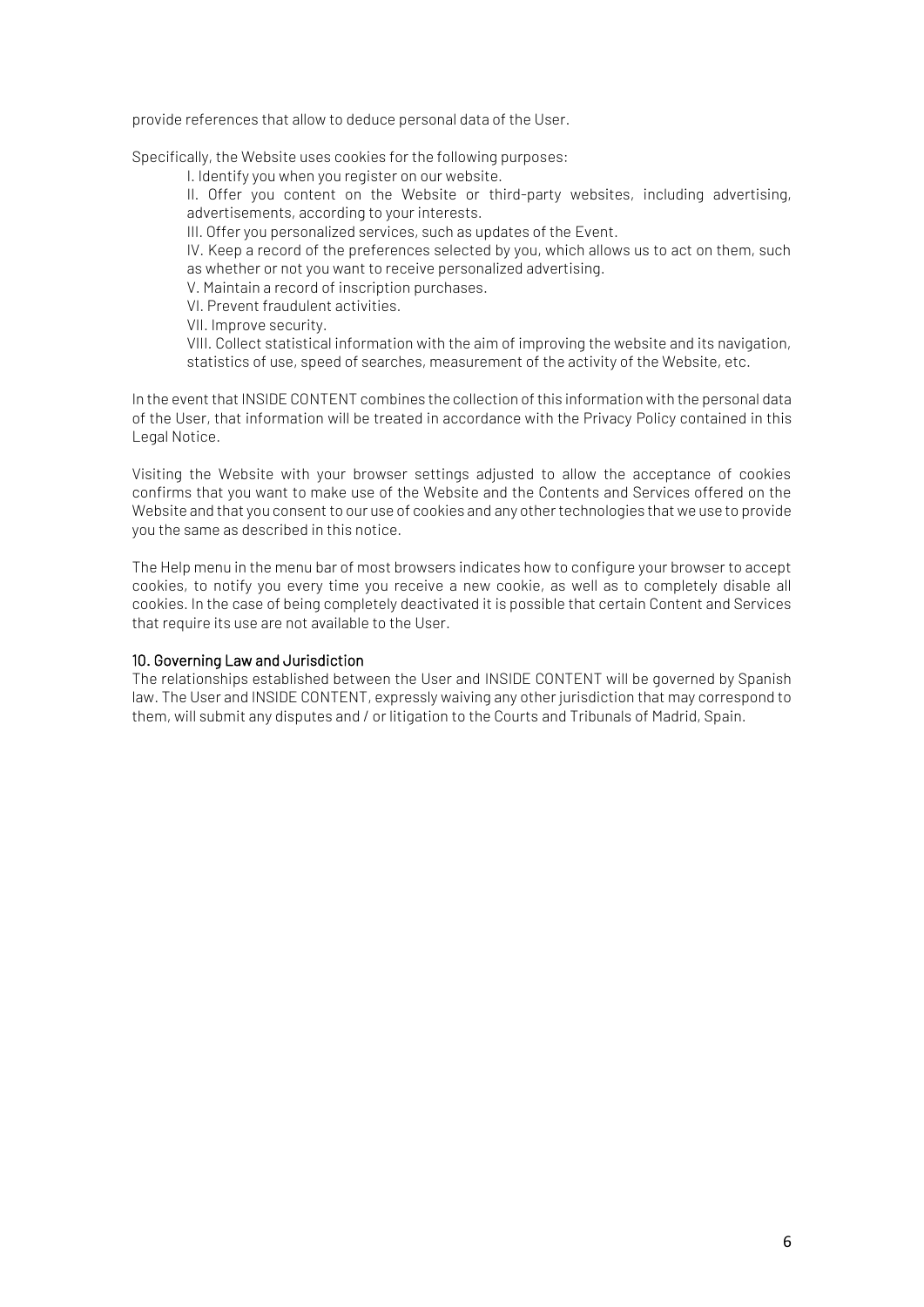provide references that allow to deduce personal data of the User.

Specifically, the Website uses cookies for the following purposes:

I. Identify you when you register on our website.
II. Offer you content on the Website or third-party websites, including advertising, advertisements, according to your interests.
III. Offer you personalized services, such as updates of the Event.
IV. Keep a record of the preferences selected by you, which allows us to act on them, such as whether or not you want to receive personalized advertising.
V. Maintain a record of inscription purchases.
VI. Prevent fraudulent activities.
VII. Improve security.
VIII. Collect statistical information with the aim of improving the website and its navigation, statistics of use, speed of searches, measurement of the activity of the Website, etc.

In the event that INSIDE CONTENT combines the collection of this information with the personal data of the User, that information will be treated in accordance with the Privacy Policy contained in this Legal Notice.

Visiting the Website with your browser settings adjusted to allow the acceptance of cookies confirms that you want to make use of the Website and the Contents and Services offered on the Website and that you consent to our use of cookies and any other technologies that we use to provide you the same as described in this notice.

The Help menu in the menu bar of most browsers indicates how to configure your browser to accept cookies, to notify you every time you receive a new cookie, as well as to completely disable all cookies. In the case of being completely deactivated it is possible that certain Content and Services that require its use are not available to the User.

## 10. Governing Law and Jurisdiction

The relationships established between the User and INSIDE CONTENT will be governed by Spanish law. The User and INSIDE CONTENT, expressly waiving any other jurisdiction that may correspond to them, will submit any disputes and / or litigation to the Courts and Tribunals of Madrid, Spain.